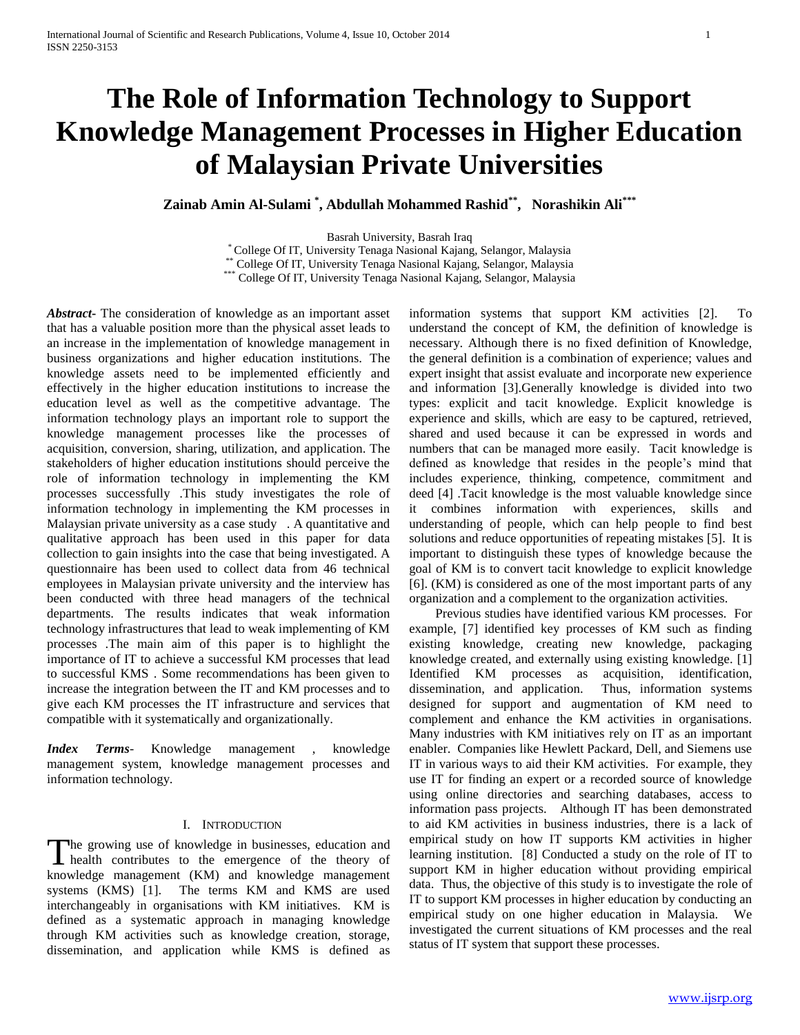# The Role of Information Technology to Support Knowledge Management Processes in Higher Education of Malaysian Private Universities

**Zainab Amin Al-Sulami [*], Abdullah Mohammed Rashid[**], Norashikin Ali[***]**

Basrah University, Basrah Iraq
[*] College Of IT, University Tenaga Nasional Kajang, Selangor, Malaysia
[**] College Of IT, University Tenaga Nasional Kajang, Selangor, Malaysia
[***] College Of IT, University Tenaga Nasional Kajang, Selangor, Malaysia

***Abstract***- The consideration of knowledge as an important asset that has a valuable position more than the physical asset leads to an increase in the implementation of knowledge management in business organizations and higher education institutions. The knowledge assets need to be implemented efficiently and effectively in the higher education institutions to increase the education level as well as the competitive advantage. The information technology plays an important role to support the knowledge management processes like the processes of acquisition, conversion, sharing, utilization, and application. The stakeholders of higher education institutions should perceive the role of information technology in implementing the KM processes successfully .This study investigates the role of information technology in implementing the KM processes in Malaysian private university as a case study . A quantitative and qualitative approach has been used in this paper for data collection to gain insights into the case that being investigated. A questionnaire has been used to collect data from 46 technical employees in Malaysian private university and the interview has been conducted with three head managers of the technical departments. The results indicates that weak information technology infrastructures that lead to weak implementing of KM processes .The main aim of this paper is to highlight the importance of IT to achieve a successful KM processes that lead to successful KMS . Some recommendations has been given to increase the integration between the IT and KM processes and to give each KM processes the IT infrastructure and services that compatible with it systematically and organizationally.

***Index Terms***- Knowledge management , knowledge management system, knowledge management processes and information technology.

## I. Introduction

The growing use of knowledge in businesses, education and health contributes to the emergence of the theory of knowledge management (KM) and knowledge management systems (KMS) [1]. The terms KM and KMS are used interchangeably in organisations with KM initiatives. KM is defined as a systematic approach in managing knowledge through KM activities such as knowledge creation, storage, dissemination, and application while KMS is defined as information systems that support KM activities [2]. To understand the concept of KM, the definition of knowledge is necessary. Although there is no fixed definition of Knowledge, the general definition is a combination of experience; values and expert insight that assist evaluate and incorporate new experience and information [3].Generally knowledge is divided into two types: explicit and tacit knowledge. Explicit knowledge is experience and skills, which are easy to be captured, retrieved, shared and used because it can be expressed in words and numbers that can be managed more easily. Tacit knowledge is defined as knowledge that resides in the people's mind that includes experience, thinking, competence, commitment and deed [4] .Tacit knowledge is the most valuable knowledge since it combines information with experiences, skills and understanding of people, which can help people to find best solutions and reduce opportunities of repeating mistakes [5]. It is important to distinguish these types of knowledge because the goal of KM is to convert tacit knowledge to explicit knowledge [6]. (KM) is considered as one of the most important parts of any organization and a complement to the organization activities.

Previous studies have identified various KM processes. For example, [7] identified key processes of KM such as finding existing knowledge, creating new knowledge, packaging knowledge created, and externally using existing knowledge. [1] Identified KM processes as acquisition, identification, dissemination, and application. Thus, information systems designed for support and augmentation of KM need to complement and enhance the KM activities in organisations. Many industries with KM initiatives rely on IT as an important enabler. Companies like Hewlett Packard, Dell, and Siemens use IT in various ways to aid their KM activities. For example, they use IT for finding an expert or a recorded source of knowledge using online directories and searching databases, access to information pass projects. Although IT has been demonstrated to aid KM activities in business industries, there is a lack of empirical study on how IT supports KM activities in higher learning institution. [8] Conducted a study on the role of IT to support KM in higher education without providing empirical data. Thus, the objective of this study is to investigate the role of IT to support KM processes in higher education by conducting an empirical study on one higher education in Malaysia. We investigated the current situations of KM processes and the real status of IT system that support these processes.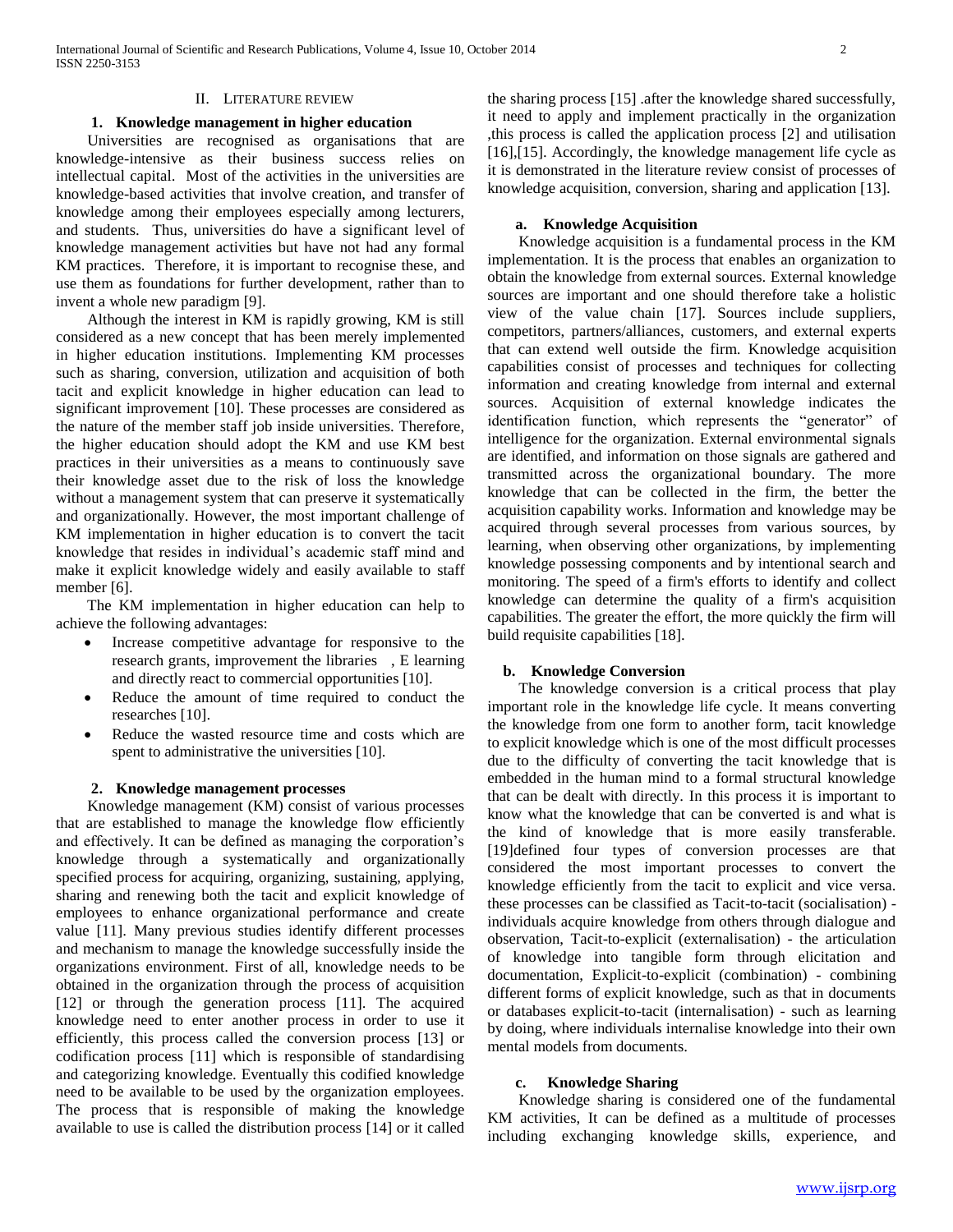## II. LITERATURE REVIEW

### 1. Knowledge management in higher education

Universities are recognised as organisations that are knowledge-intensive as their business success relies on intellectual capital. Most of the activities in the universities are knowledge-based activities that involve creation, and transfer of knowledge among their employees especially among lecturers, and students. Thus, universities do have a significant level of knowledge management activities but have not had any formal KM practices. Therefore, it is important to recognise these, and use them as foundations for further development, rather than to invent a whole new paradigm [9].

Although the interest in KM is rapidly growing, KM is still considered as a new concept that has been merely implemented in higher education institutions. Implementing KM processes such as sharing, conversion, utilization and acquisition of both tacit and explicit knowledge in higher education can lead to significant improvement [10]. These processes are considered as the nature of the member staff job inside universities. Therefore, the higher education should adopt the KM and use KM best practices in their universities as a means to continuously save their knowledge asset due to the risk of loss the knowledge without a management system that can preserve it systematically and organizationally. However, the most important challenge of KM implementation in higher education is to convert the tacit knowledge that resides in individual's academic staff mind and make it explicit knowledge widely and easily available to staff member [6].

The KM implementation in higher education can help to achieve the following advantages:

- Increase competitive advantage for responsive to the research grants, improvement the libraries , E learning and directly react to commercial opportunities [10].
- Reduce the amount of time required to conduct the researches [10].
- Reduce the wasted resource time and costs which are spent to administrative the universities [10].

### 2. Knowledge management processes

Knowledge management (KM) consist of various processes that are established to manage the knowledge flow efficiently and effectively. It can be defined as managing the corporation's knowledge through a systematically and organizationally specified process for acquiring, organizing, sustaining, applying, sharing and renewing both the tacit and explicit knowledge of employees to enhance organizational performance and create value [11]. Many previous studies identify different processes and mechanism to manage the knowledge successfully inside the organizations environment. First of all, knowledge needs to be obtained in the organization through the process of acquisition [12] or through the generation process [11]. The acquired knowledge need to enter another process in order to use it efficiently, this process called the conversion process [13] or codification process [11] which is responsible of standardising and categorizing knowledge. Eventually this codified knowledge need to be available to be used by the organization employees. The process that is responsible of making the knowledge available to use is called the distribution process [14] or it called the sharing process [15] .after the knowledge shared successfully, it need to apply and implement practically in the organization ,this process is called the application process [2] and utilisation [16],[15]. Accordingly, the knowledge management life cycle as it is demonstrated in the literature review consist of processes of knowledge acquisition, conversion, sharing and application [13].

#### a. Knowledge Acquisition

Knowledge acquisition is a fundamental process in the KM implementation. It is the process that enables an organization to obtain the knowledge from external sources. External knowledge sources are important and one should therefore take a holistic view of the value chain [17]. Sources include suppliers, competitors, partners/alliances, customers, and external experts that can extend well outside the firm. Knowledge acquisition capabilities consist of processes and techniques for collecting information and creating knowledge from internal and external sources. Acquisition of external knowledge indicates the identification function, which represents the "generator" of intelligence for the organization. External environmental signals are identified, and information on those signals are gathered and transmitted across the organizational boundary. The more knowledge that can be collected in the firm, the better the acquisition capability works. Information and knowledge may be acquired through several processes from various sources, by learning, when observing other organizations, by implementing knowledge possessing components and by intentional search and monitoring. The speed of a firm's efforts to identify and collect knowledge can determine the quality of a firm's acquisition capabilities. The greater the effort, the more quickly the firm will build requisite capabilities [18].

#### b. Knowledge Conversion

The knowledge conversion is a critical process that play important role in the knowledge life cycle. It means converting the knowledge from one form to another form, tacit knowledge to explicit knowledge which is one of the most difficult processes due to the difficulty of converting the tacit knowledge that is embedded in the human mind to a formal structural knowledge that can be dealt with directly. In this process it is important to know what the knowledge that can be converted is and what is the kind of knowledge that is more easily transferable. [19]defined four types of conversion processes are that considered the most important processes to convert the knowledge efficiently from the tacit to explicit and vice versa. these processes can be classified as Tacit-to-tacit (socialisation) - individuals acquire knowledge from others through dialogue and observation, Tacit-to-explicit (externalisation) - the articulation of knowledge into tangible form through elicitation and documentation, Explicit-to-explicit (combination) - combining different forms of explicit knowledge, such as that in documents or databases explicit-to-tacit (internalisation) - such as learning by doing, where individuals internalise knowledge into their own mental models from documents.

#### c. Knowledge Sharing

Knowledge sharing is considered one of the fundamental KM activities, It can be defined as a multitude of processes including exchanging knowledge skills, experience, and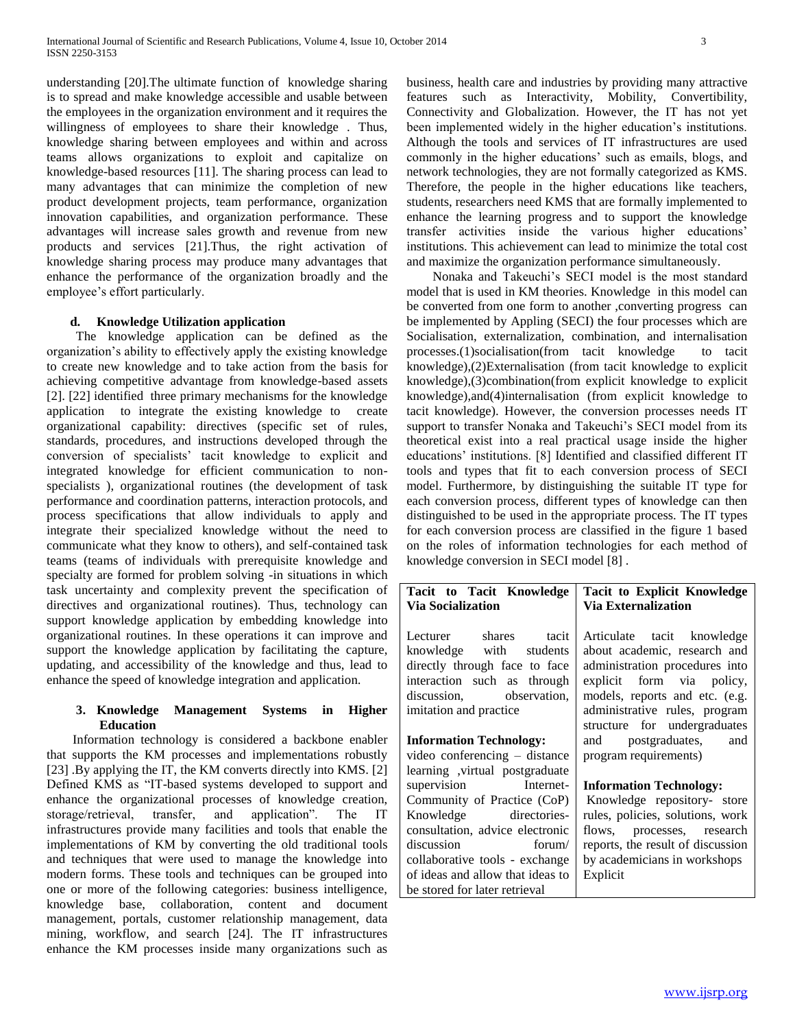understanding [20].The ultimate function of knowledge sharing is to spread and make knowledge accessible and usable between the employees in the organization environment and it requires the willingness of employees to share their knowledge . Thus, knowledge sharing between employees and within and across teams allows organizations to exploit and capitalize on knowledge-based resources [11]. The sharing process can lead to many advantages that can minimize the completion of new product development projects, team performance, organization innovation capabilities, and organization performance. These advantages will increase sales growth and revenue from new products and services [21].Thus, the right activation of knowledge sharing process may produce many advantages that enhance the performance of the organization broadly and the employee's effort particularly.

### d. Knowledge Utilization application

The knowledge application can be defined as the organization's ability to effectively apply the existing knowledge to create new knowledge and to take action from the basis for achieving competitive advantage from knowledge-based assets [2]. [22] identified three primary mechanisms for the knowledge application to integrate the existing knowledge to create organizational capability: directives (specific set of rules, standards, procedures, and instructions developed through the conversion of specialists' tacit knowledge to explicit and integrated knowledge for efficient communication to non-specialists ), organizational routines (the development of task performance and coordination patterns, interaction protocols, and process specifications that allow individuals to apply and integrate their specialized knowledge without the need to communicate what they know to others), and self-contained task teams (teams of individuals with prerequisite knowledge and specialty are formed for problem solving -in situations in which task uncertainty and complexity prevent the specification of directives and organizational routines). Thus, technology can support knowledge application by embedding knowledge into organizational routines. In these operations it can improve and support the knowledge application by facilitating the capture, updating, and accessibility of the knowledge and thus, lead to enhance the speed of knowledge integration and application.

## 3. Knowledge Management Systems in Higher Education

Information technology is considered a backbone enabler that supports the KM processes and implementations robustly [23] .By applying the IT, the KM converts directly into KMS. [2] Defined KMS as "IT-based systems developed to support and enhance the organizational processes of knowledge creation, storage/retrieval, transfer, and application". The IT infrastructures provide many facilities and tools that enable the implementations of KM by converting the old traditional tools and techniques that were used to manage the knowledge into modern forms. These tools and techniques can be grouped into one or more of the following categories: business intelligence, knowledge base, collaboration, content and document management, portals, customer relationship management, data mining, workflow, and search [24]. The IT infrastructures enhance the KM processes inside many organizations such as business, health care and industries by providing many attractive features such as Interactivity, Mobility, Convertibility, Connectivity and Globalization. However, the IT has not yet been implemented widely in the higher education's institutions. Although the tools and services of IT infrastructures are used commonly in the higher educations' such as emails, blogs, and network technologies, they are not formally categorized as KMS. Therefore, the people in the higher educations like teachers, students, researchers need KMS that are formally implemented to enhance the learning progress and to support the knowledge transfer activities inside the various higher educations' institutions. This achievement can lead to minimize the total cost and maximize the organization performance simultaneously.

Nonaka and Takeuchi's SECI model is the most standard model that is used in KM theories. Knowledge in this model can be converted from one form to another ,converting progress can be implemented by Appling (SECI) the four processes which are Socialisation, externalization, combination, and internalisation processes.(1)socialisation(from tacit knowledge to tacit knowledge),(2)Externalisation (from tacit knowledge to explicit knowledge),(3)combination(from explicit knowledge to explicit knowledge),and(4)internalisation (from explicit knowledge to tacit knowledge). However, the conversion processes needs IT support to transfer Nonaka and Takeuchi's SECI model from its theoretical exist into a real practical usage inside the higher educations' institutions. [8] Identified and classified different IT tools and types that fit to each conversion process of SECI model. Furthermore, by distinguishing the suitable IT type for each conversion process, different types of knowledge can then distinguished to be used in the appropriate process. The IT types for each conversion process are classified in the figure 1 based on the roles of information technologies for each method of knowledge conversion in SECI model [8] .

| **Tacit to Tacit Knowledge Via Socialization** | **Tacit to Explicit Knowledge Via Externalization** |
|---|---|
| Lecturer shares tacit knowledge with students directly through face to face interaction such as through discussion, observation, imitation and practice<br><br>**Information Technology:**<br>video conferencing – distance learning ,virtual postgraduate supervision Internet-Community of Practice (CoP) Knowledge directories-consultation, advice electronic discussion forum/ collaborative tools - exchange of ideas and allow that ideas to be stored for later retrieval | Articulate tacit knowledge about academic, research and administration procedures into explicit form via policy, models, reports and etc. (e.g. administrative rules, program structure for undergraduates and postgraduates, and program requirements)<br><br>**Information Technology:**<br>Knowledge repository- store rules, policies, solutions, work flows, processes, research reports, the result of discussion by academicians in workshops Explicit |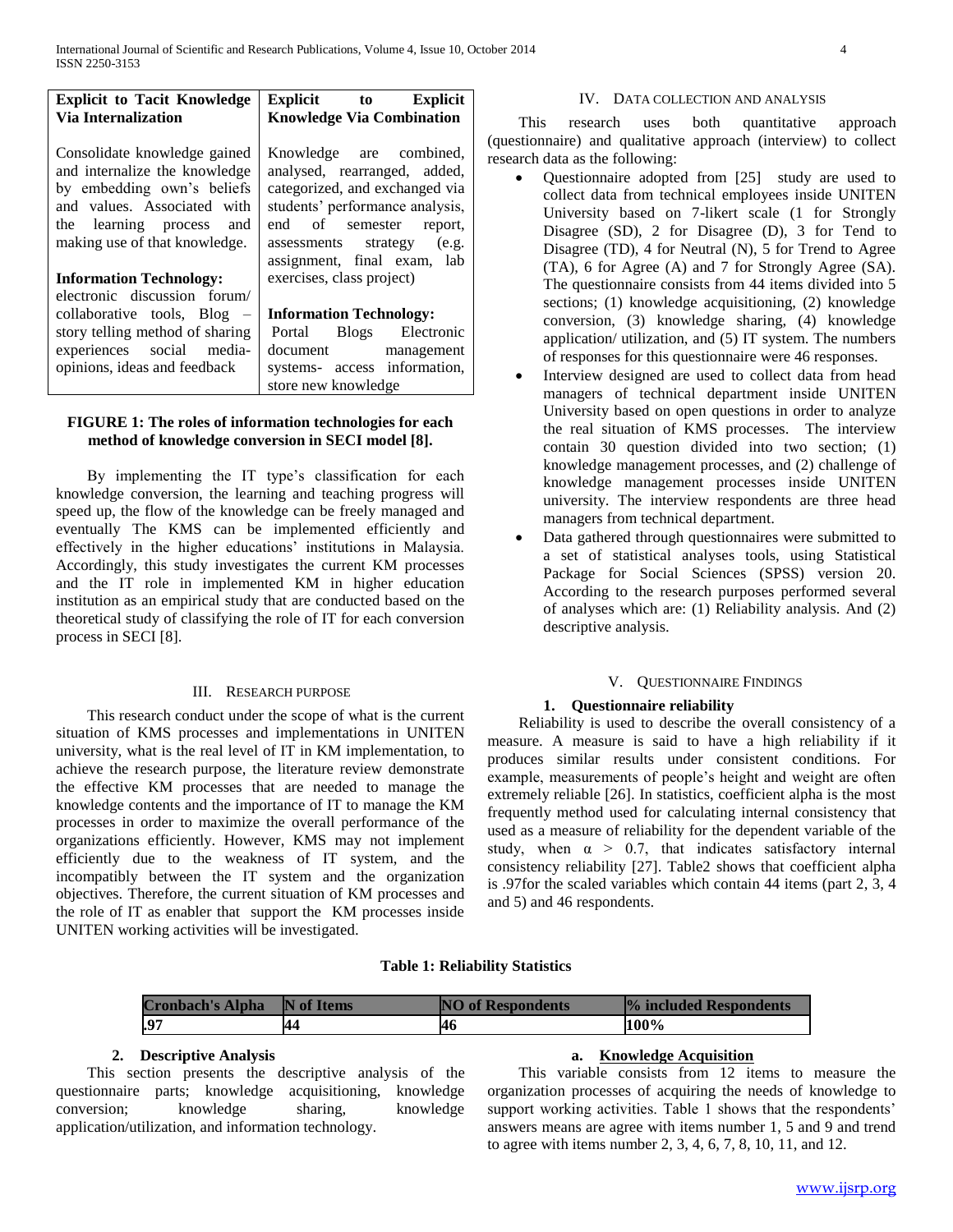| Explicit to Tacit Knowledge Via Internalization | Explicit to Explicit Knowledge Via Combination |
|---|---|
| Consolidate knowledge gained and internalize the knowledge by embedding own's beliefs and values. Associated with the learning process and making use of that knowledge. | Knowledge are combined, analysed, rearranged, added, categorized, and exchanged via students' performance analysis, end of semester report, assessments strategy (e.g. assignment, final exam, lab exercises, class project) |
| **Information Technology:** electronic discussion forum/ collaborative tools, Blog – story telling method of sharing experiences social media-opinions, ideas and feedback | **Information Technology:** Portal Blogs Electronic document management systems- access information, store new knowledge |

**FIGURE 1: The roles of information technologies for each method of knowledge conversion in SECI model [8].**

By implementing the IT type's classification for each knowledge conversion, the learning and teaching progress will speed up, the flow of the knowledge can be freely managed and eventually The KMS can be implemented efficiently and effectively in the higher educations' institutions in Malaysia. Accordingly, this study investigates the current KM processes and the IT role in implemented KM in higher education institution as an empirical study that are conducted based on the theoretical study of classifying the role of IT for each conversion process in SECI [8].

## III. Research Purpose

This research conduct under the scope of what is the current situation of KMS processes and implementations in UNITEN university, what is the real level of IT in KM implementation, to achieve the research purpose, the literature review demonstrate the effective KM processes that are needed to manage the knowledge contents and the importance of IT to manage the KM processes in order to maximize the overall performance of the organizations efficiently. However, KMS may not implement efficiently due to the weakness of IT system, and the incompatibly between the IT system and the organization objectives. Therefore, the current situation of KM processes and the role of IT as enabler that support the KM processes inside UNITEN working activities will be investigated.

## IV. Data Collection and Analysis

This research uses both quantitative approach (questionnaire) and qualitative approach (interview) to collect research data as the following:

- Questionnaire adopted from [25] study are used to collect data from technical employees inside UNITEN University based on 7-likert scale (1 for Strongly Disagree (SD), 2 for Disagree (D), 3 for Tend to Disagree (TD), 4 for Neutral (N), 5 for Trend to Agree (TA), 6 for Agree (A) and 7 for Strongly Agree (SA). The questionnaire consists from 44 items divided into 5 sections; (1) knowledge acquisitioning, (2) knowledge conversion, (3) knowledge sharing, (4) knowledge application/ utilization, and (5) IT system. The numbers of responses for this questionnaire were 46 responses.
- Interview designed are used to collect data from head managers of technical department inside UNITEN University based on open questions in order to analyze the real situation of KMS processes. The interview contain 30 question divided into two section; (1) knowledge management processes, and (2) challenge of knowledge management processes inside UNITEN university. The interview respondents are three head managers from technical department.
- Data gathered through questionnaires were submitted to a set of statistical analyses tools, using Statistical Package for Social Sciences (SPSS) version 20. According to the research purposes performed several of analyses which are: (1) Reliability analysis. And (2) descriptive analysis.

## V. Questionnaire Findings

### 1. Questionnaire reliability

Reliability is used to describe the overall consistency of a measure. A measure is said to have a high reliability if it produces similar results under consistent conditions. For example, measurements of people's height and weight are often extremely reliable [26]. In statistics, coefficient alpha is the most frequently method used for calculating internal consistency that used as a measure of reliability for the dependent variable of the study, when $\alpha > 0.7$, that indicates satisfactory internal consistency reliability [27]. Table2 shows that coefficient alpha is .97for the scaled variables which contain 44 items (part 2, 3, 4 and 5) and 46 respondents.

**Table 1: Reliability Statistics**

| Cronbach's Alpha | N of Items | NO of Respondents | % included Respondents |
|---|---|---|---|
| .97 | 44 | 46 | 100% |

### 2. Descriptive Analysis

This section presents the descriptive analysis of the questionnaire parts; knowledge acquisitioning, knowledge conversion; knowledge sharing, knowledge application/utilization, and information technology.

#### a. Knowledge Acquisition

This variable consists from 12 items to measure the organization processes of acquiring the needs of knowledge to support working activities. Table 1 shows that the respondents' answers means are agree with items number 1, 5 and 9 and trend to agree with items number 2, 3, 4, 6, 7, 8, 10, 11, and 12.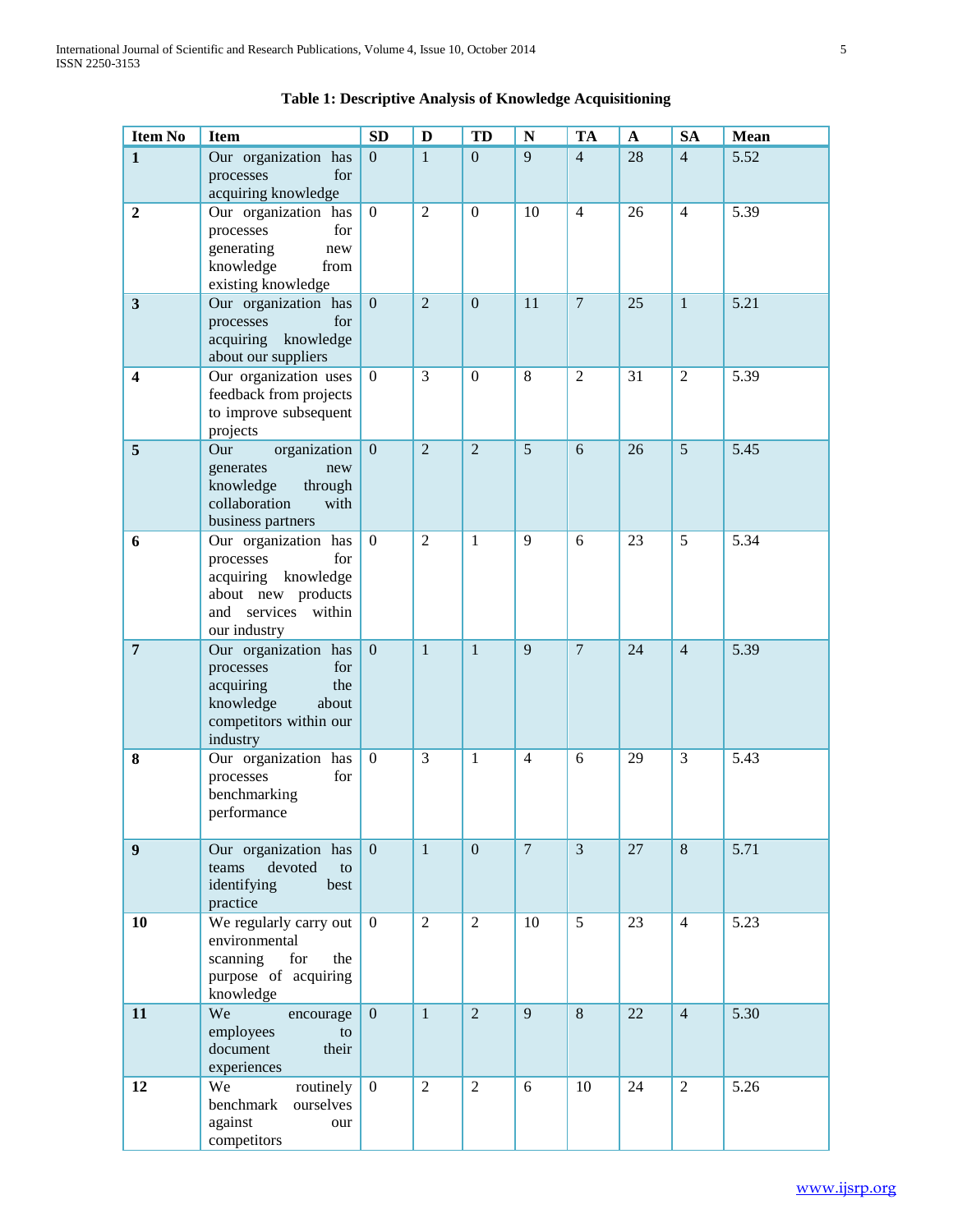**Table 1: Descriptive Analysis of Knowledge Acquisitioning**

| Item No | Item | SD | D | TD | N | TA | A | SA | Mean |
|---|---|---|---|---|---|---|---|---|---|
| **1** | Our organization has processes for acquiring knowledge | 0 | 1 | 0 | 9 | 4 | 28 | 4 | 5.52 |
| **2** | Our organization has processes for generating new knowledge from existing knowledge | 0 | 2 | 0 | 10 | 4 | 26 | 4 | 5.39 |
| **3** | Our organization has processes for acquiring knowledge about our suppliers | 0 | 2 | 0 | 11 | 7 | 25 | 1 | 5.21 |
| **4** | Our organization uses feedback from projects to improve subsequent projects | 0 | 3 | 0 | 8 | 2 | 31 | 2 | 5.39 |
| **5** | Our organization generates new knowledge through collaboration with business partners | 0 | 2 | 2 | 5 | 6 | 26 | 5 | 5.45 |
| **6** | Our organization has processes for acquiring knowledge about new products and services within our industry | 0 | 2 | 1 | 9 | 6 | 23 | 5 | 5.34 |
| **7** | Our organization has processes for acquiring the knowledge about competitors within our industry | 0 | 1 | 1 | 9 | 7 | 24 | 4 | 5.39 |
| **8** | Our organization has processes for benchmarking performance | 0 | 3 | 1 | 4 | 6 | 29 | 3 | 5.43 |
| **9** | Our organization has teams devoted to identifying best practice | 0 | 1 | 0 | 7 | 3 | 27 | 8 | 5.71 |
| **10** | We regularly carry out environmental scanning for the purpose of acquiring knowledge | 0 | 2 | 2 | 10 | 5 | 23 | 4 | 5.23 |
| **11** | We encourage employees to document their experiences | 0 | 1 | 2 | 9 | 8 | 22 | 4 | 5.30 |
| **12** | We routinely benchmark ourselves against our competitors | 0 | 2 | 2 | 6 | 10 | 24 | 2 | 5.26 |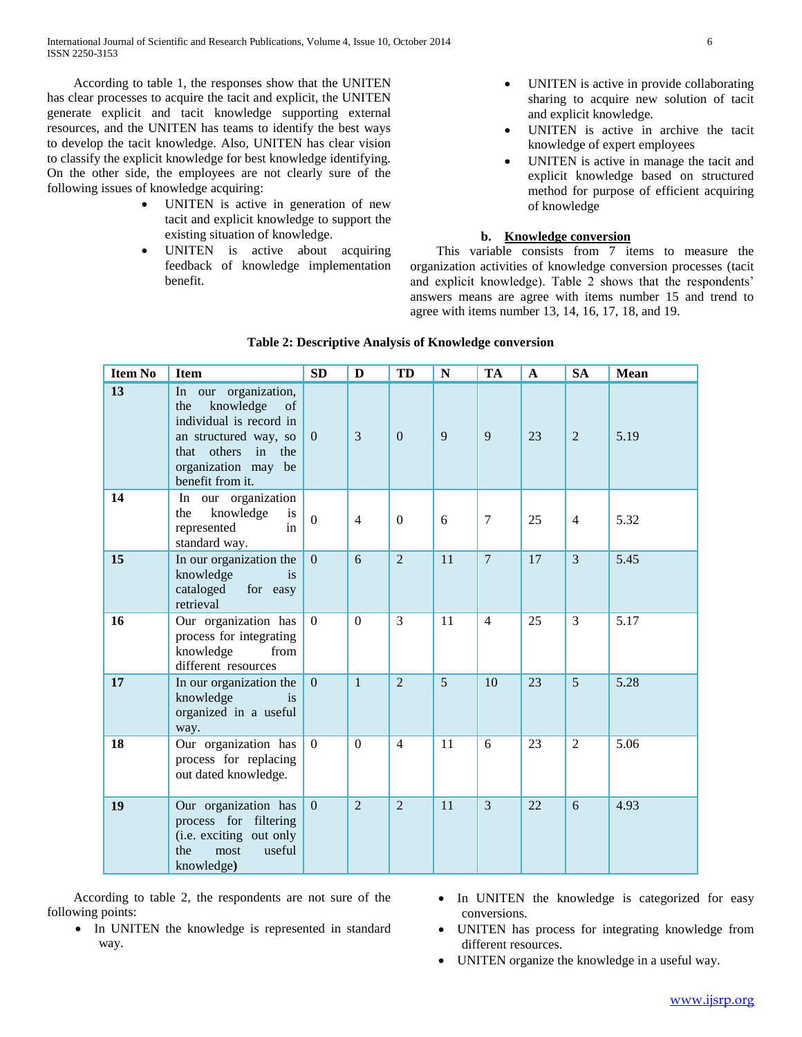According to table 1, the responses show that the UNITEN has clear processes to acquire the tacit and explicit, the UNITEN generate explicit and tacit knowledge supporting external resources, and the UNITEN has teams to identify the best ways to develop the tacit knowledge. Also, UNITEN has clear vision to classify the explicit knowledge for best knowledge identifying. On the other side, the employees are not clearly sure of the following issues of knowledge acquiring:

- UNITEN is active in generation of new tacit and explicit knowledge to support the existing situation of knowledge.
- UNITEN is active about acquiring feedback of knowledge implementation benefit.
- UNITEN is active in provide collaborating sharing to acquire new solution of tacit and explicit knowledge.
- UNITEN is active in archive the tacit knowledge of expert employees
- UNITEN is active in manage the tacit and explicit knowledge based on structured method for purpose of efficient acquiring of knowledge

### b. Knowledge conversion

This variable consists from 7 items to measure the organization activities of knowledge conversion processes (tacit and explicit knowledge). Table 2 shows that the respondents' answers means are agree with items number 15 and trend to agree with items number 13, 14, 16, 17, 18, and 19.

**Table 2: Descriptive Analysis of Knowledge conversion**

| Item No | Item | SD | D | TD | N | TA | A | SA | Mean |
|---|---|---|---|---|---|---|---|---|---|
| 13 | In our organization, the knowledge of individual is record in an structured way, so that others in the organization may be benefit from it. | 0 | 3 | 0 | 9 | 9 | 23 | 2 | 5.19 |
| 14 | In our organization the knowledge is represented in standard way. | 0 | 4 | 0 | 6 | 7 | 25 | 4 | 5.32 |
| 15 | In our organization the knowledge is cataloged for easy retrieval | 0 | 6 | 2 | 11 | 7 | 17 | 3 | 5.45 |
| 16 | Our organization has process for integrating knowledge from different resources | 0 | 0 | 3 | 11 | 4 | 25 | 3 | 5.17 |
| 17 | In our organization the knowledge is organized in a useful way. | 0 | 1 | 2 | 5 | 10 | 23 | 5 | 5.28 |
| 18 | Our organization has process for replacing out dated knowledge. | 0 | 0 | 4 | 11 | 6 | 23 | 2 | 5.06 |
| 19 | Our organization has process for filtering (i.e. exciting out only the most useful knowledge**)** | 0 | 2 | 2 | 11 | 3 | 22 | 6 | 4.93 |

According to table 2, the respondents are not sure of the following points:

- In UNITEN the knowledge is represented in standard way.
- In UNITEN the knowledge is categorized for easy conversions.
- UNITEN has process for integrating knowledge from different resources.
- UNITEN organize the knowledge in a useful way.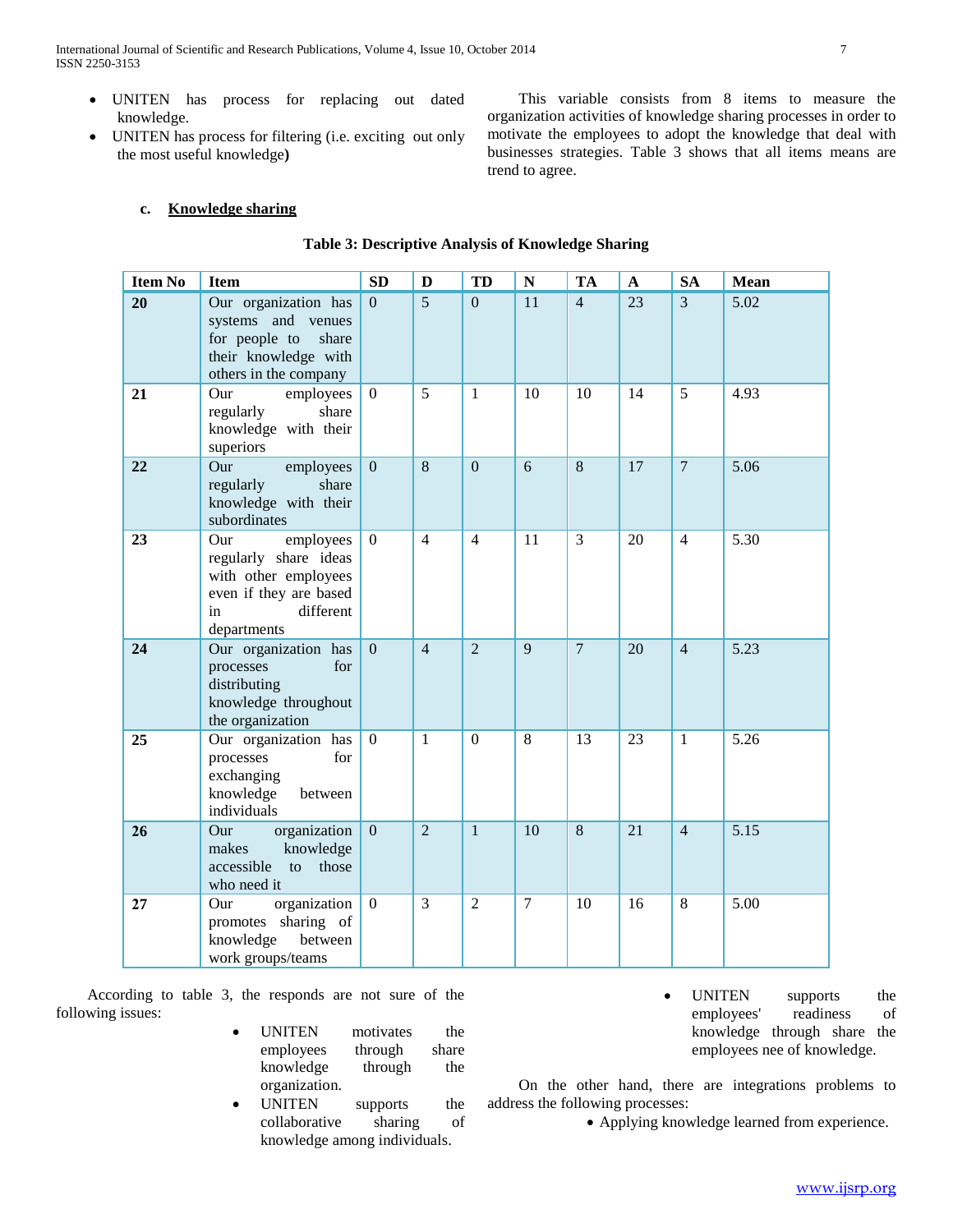- UNITEN has process for replacing out dated knowledge.
- UNITEN has process for filtering (i.e. exciting out only the most useful knowledge**)**

This variable consists from 8 items to measure the organization activities of knowledge sharing processes in order to motivate the employees to adopt the knowledge that deal with businesses strategies. Table 3 shows that all items means are trend to agree.

### c. Knowledge sharing

**Table 3: Descriptive Analysis of Knowledge Sharing**

| Item No | Item | SD | D | TD | N | TA | A | SA | Mean |
|---|---|---|---|---|---|---|---|---|---|
| **20** | Our organization has systems and venues for people to share their knowledge with others in the company | 0 | 5 | 0 | 11 | 4 | 23 | 3 | 5.02 |
| **21** | Our employees regularly share knowledge with their superiors | 0 | 5 | 1 | 10 | 10 | 14 | 5 | 4.93 |
| **22** | Our employees regularly share knowledge with their subordinates | 0 | 8 | 0 | 6 | 8 | 17 | 7 | 5.06 |
| **23** | Our employees regularly share ideas with other employees even if they are based in different departments | 0 | 4 | 4 | 11 | 3 | 20 | 4 | 5.30 |
| **24** | Our organization has processes for distributing knowledge throughout the organization | 0 | 4 | 2 | 9 | 7 | 20 | 4 | 5.23 |
| **25** | Our organization has processes for exchanging knowledge between individuals | 0 | 1 | 0 | 8 | 13 | 23 | 1 | 5.26 |
| **26** | Our organization makes knowledge accessible to those who need it | 0 | 2 | 1 | 10 | 8 | 21 | 4 | 5.15 |
| **27** | Our organization promotes sharing of knowledge between work groups/teams | 0 | 3 | 2 | 7 | 10 | 16 | 8 | 5.00 |

According to table 3, the responds are not sure of the following issues:

- UNITEN motivates the employees through share knowledge through the organization.
- UNITEN supports the collaborative sharing of knowledge among individuals.
- UNITEN supports the employees' readiness of knowledge through share the employees nee of knowledge.

On the other hand, there are integrations problems to address the following processes:

- Applying knowledge learned from experience.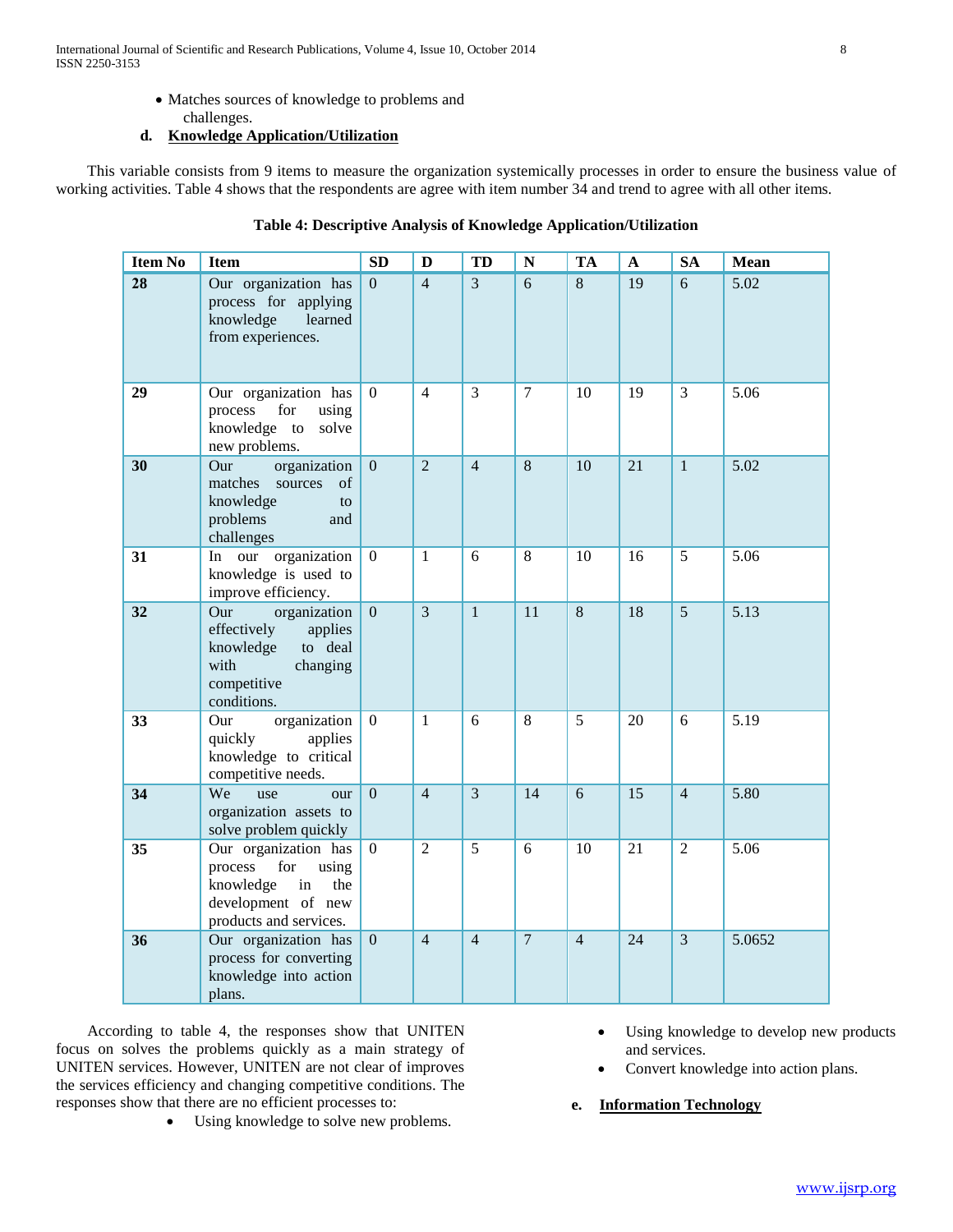- Matches sources of knowledge to problems and challenges.

#### d. Knowledge Application/Utilization

This variable consists from 9 items to measure the organization systemically processes in order to ensure the business value of working activities. Table 4 shows that the respondents are agree with item number 34 and trend to agree with all other items.

**Table 4: Descriptive Analysis of Knowledge Application/Utilization**

| Item No | Item | SD | D | TD | N | TA | A | SA | Mean |
|---|---|---|---|---|---|---|---|---|---|
| **28** | Our organization has process for applying knowledge learned from experiences. | 0 | 4 | 3 | 6 | 8 | 19 | 6 | 5.02 |
| **29** | Our organization has process for using knowledge to solve new problems. | 0 | 4 | 3 | 7 | 10 | 19 | 3 | 5.06 |
| **30** | Our organization matches sources of knowledge to problems and challenges | 0 | 2 | 4 | 8 | 10 | 21 | 1 | 5.02 |
| **31** | In our organization knowledge is used to improve efficiency. | 0 | 1 | 6 | 8 | 10 | 16 | 5 | 5.06 |
| **32** | Our organization effectively applies knowledge to deal with changing competitive conditions. | 0 | 3 | 1 | 11 | 8 | 18 | 5 | 5.13 |
| **33** | Our organization quickly applies knowledge to critical competitive needs. | 0 | 1 | 6 | 8 | 5 | 20 | 6 | 5.19 |
| **34** | We use our organization assets to solve problem quickly | 0 | 4 | 3 | 14 | 6 | 15 | 4 | 5.80 |
| **35** | Our organization has process for using knowledge in the development of new products and services. | 0 | 2 | 5 | 6 | 10 | 21 | 2 | 5.06 |
| **36** | Our organization has process for converting knowledge into action plans. | 0 | 4 | 4 | 7 | 4 | 24 | 3 | 5.0652 |

According to table 4, the responses show that UNITEN focus on solves the problems quickly as a main strategy of UNITEN services. However, UNITEN are not clear of improves the services efficiency and changing competitive conditions. The responses show that there are no efficient processes to:

- Using knowledge to solve new problems.
- Using knowledge to develop new products and services.
- Convert knowledge into action plans.

#### e. Information Technology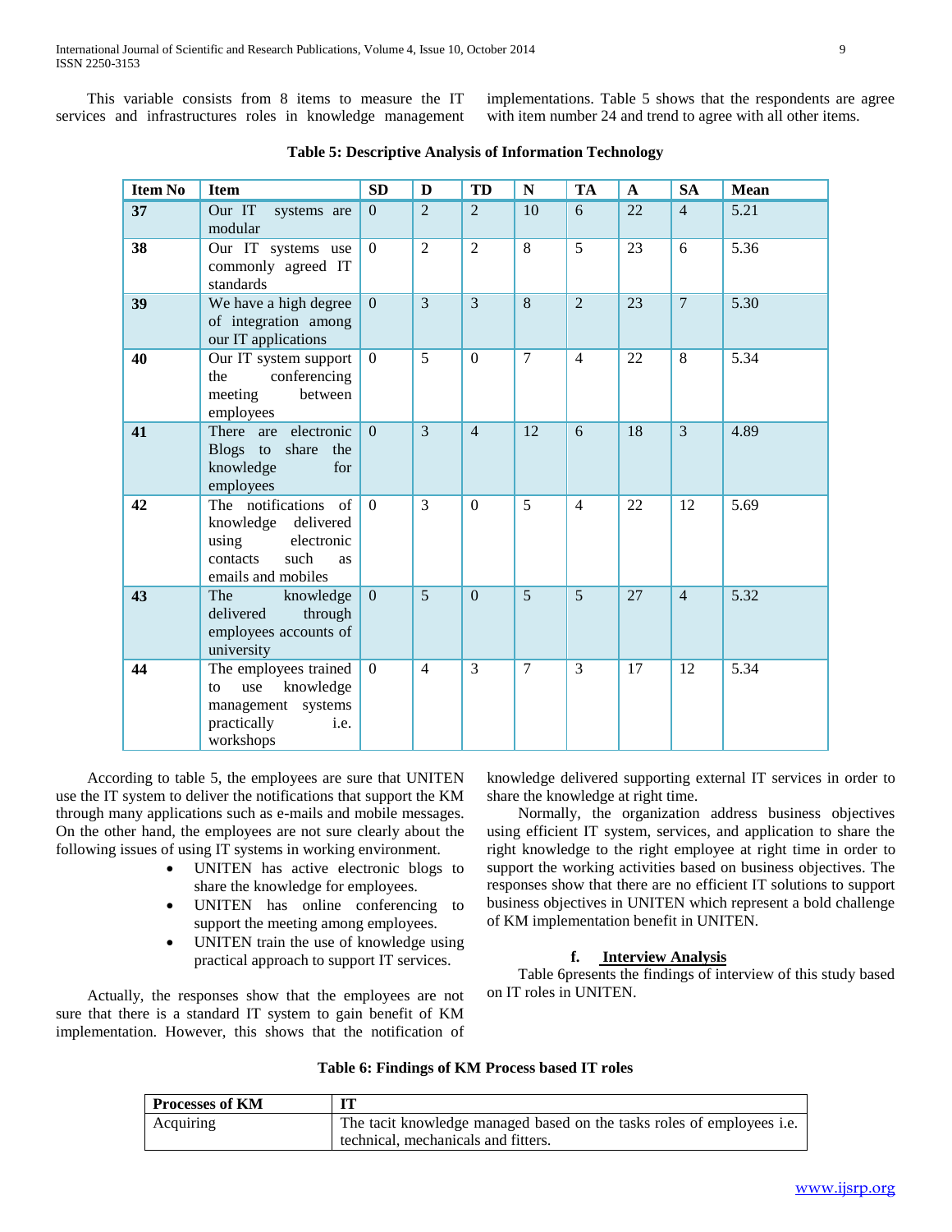This variable consists from 8 items to measure the IT services and infrastructures roles in knowledge management implementations. Table 5 shows that the respondents are agree with item number 24 and trend to agree with all other items.

**Table 5: Descriptive Analysis of Information Technology**

| Item No | Item | SD | D | TD | N | TA | A | SA | Mean |
|---|---|---|---|---|---|---|---|---|---|
| **37** | Our IT systems are modular | 0 | 2 | 2 | 10 | 6 | 22 | 4 | 5.21 |
| **38** | Our IT systems use commonly agreed IT standards | 0 | 2 | 2 | 8 | 5 | 23 | 6 | 5.36 |
| **39** | We have a high degree of integration among our IT applications | 0 | 3 | 3 | 8 | 2 | 23 | 7 | 5.30 |
| **40** | Our IT system support the conferencing meeting between employees | 0 | 5 | 0 | 7 | 4 | 22 | 8 | 5.34 |
| **41** | There are electronic Blogs to share the knowledge for employees | 0 | 3 | 4 | 12 | 6 | 18 | 3 | 4.89 |
| **42** | The notifications of knowledge delivered using electronic contacts such as emails and mobiles | 0 | 3 | 0 | 5 | 4 | 22 | 12 | 5.69 |
| **43** | The knowledge delivered through employees accounts of university | 0 | 5 | 0 | 5 | 5 | 27 | 4 | 5.32 |
| **44** | The employees trained to use knowledge management systems practically i.e. workshops | 0 | 4 | 3 | 7 | 3 | 17 | 12 | 5.34 |

According to table 5, the employees are sure that UNITEN use the IT system to deliver the notifications that support the KM through many applications such as e-mails and mobile messages. On the other hand, the employees are not sure clearly about the following issues of using IT systems in working environment.

- UNITEN has active electronic blogs to share the knowledge for employees.
- UNITEN has online conferencing to support the meeting among employees.
- UNITEN train the use of knowledge using practical approach to support IT services.

Actually, the responses show that the employees are not sure that there is a standard IT system to gain benefit of KM implementation. However, this shows that the notification of knowledge delivered supporting external IT services in order to share the knowledge at right time.

Normally, the organization address business objectives using efficient IT system, services, and application to share the right knowledge to the right employee at right time in order to support the working activities based on business objectives. The responses show that there are no efficient IT solutions to support business objectives in UNITEN which represent a bold challenge of KM implementation benefit in UNITEN.

### f. Interview Analysis

Table 6presents the findings of interview of this study based on IT roles in UNITEN.

**Table 6: Findings of KM Process based IT roles**

| Processes of KM | IT |
|---|---|
| Acquiring | The tacit knowledge managed based on the tasks roles of employees i.e. technical, mechanicals and fitters. |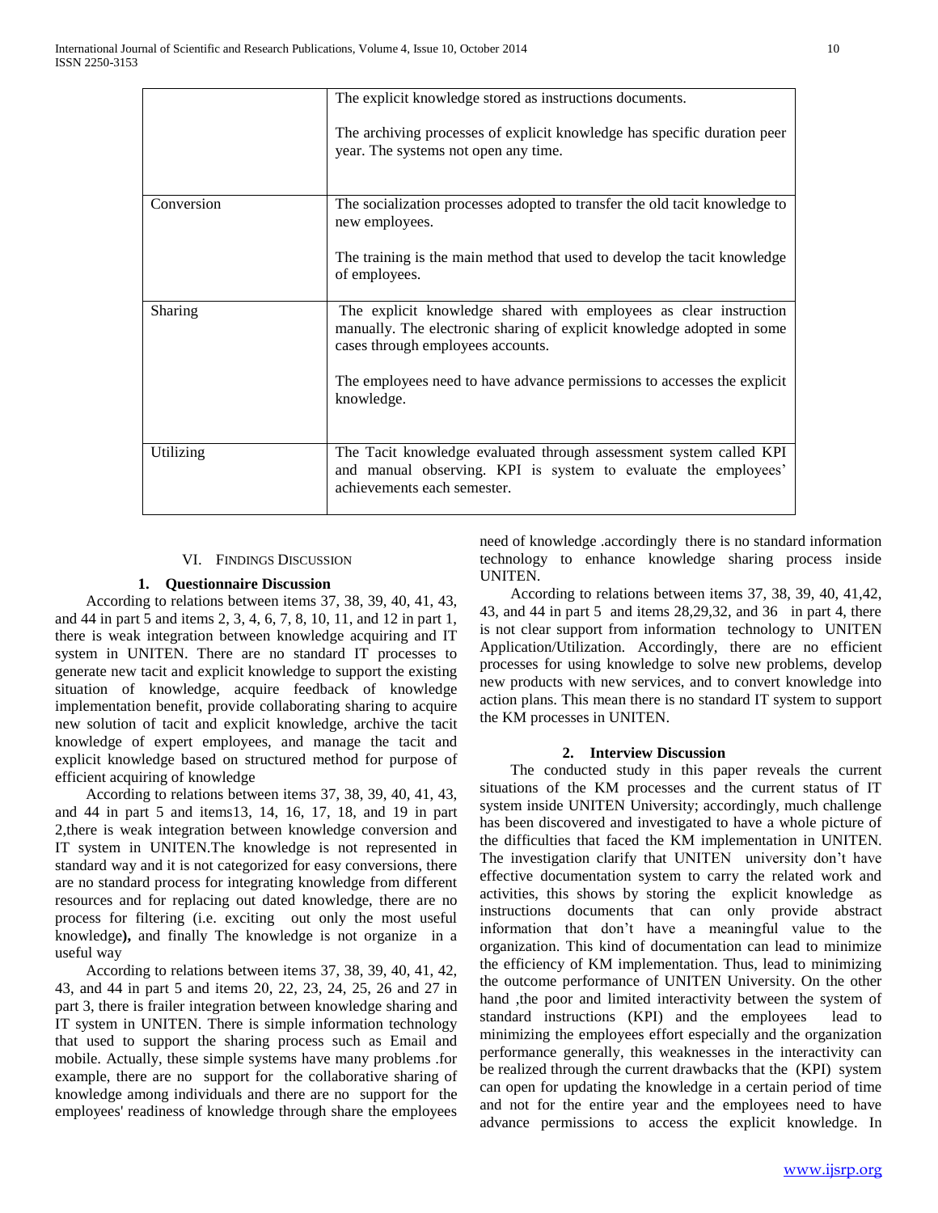| | |
|---|---|
| | The explicit knowledge stored as instructions documents.<br><br>The archiving processes of explicit knowledge has specific duration peer year. The systems not open any time. |
| Conversion | The socialization processes adopted to transfer the old tacit knowledge to new employees.<br><br>The training is the main method that used to develop the tacit knowledge of employees. |
| Sharing | The explicit knowledge shared with employees as clear instruction manually. The electronic sharing of explicit knowledge adopted in some cases through employees accounts.<br><br>The employees need to have advance permissions to accesses the explicit knowledge. |
| Utilizing | The Tacit knowledge evaluated through assessment system called KPI and manual observing. KPI is system to evaluate the employees' achievements each semester. |

## VI. Findings Discussion

### 1. Questionnaire Discussion

According to relations between items 37, 38, 39, 40, 41, 43, and 44 in part 5 and items 2, 3, 4, 6, 7, 8, 10, 11, and 12 in part 1, there is weak integration between knowledge acquiring and IT system in UNITEN. There are no standard IT processes to generate new tacit and explicit knowledge to support the existing situation of knowledge, acquire feedback of knowledge implementation benefit, provide collaborating sharing to acquire new solution of tacit and explicit knowledge, archive the tacit knowledge of expert employees, and manage the tacit and explicit knowledge based on structured method for purpose of efficient acquiring of knowledge

According to relations between items 37, 38, 39, 40, 41, 43, and 44 in part 5 and items13, 14, 16, 17, 18, and 19 in part 2,there is weak integration between knowledge conversion and IT system in UNITEN.The knowledge is not represented in standard way and it is not categorized for easy conversions, there are no standard process for integrating knowledge from different resources and for replacing out dated knowledge, there are no process for filtering (i.e. exciting out only the most useful knowledge**),** and finally The knowledge is not organize in a useful way

According to relations between items 37, 38, 39, 40, 41, 42, 43, and 44 in part 5 and items 20, 22, 23, 24, 25, 26 and 27 in part 3, there is frailer integration between knowledge sharing and IT system in UNITEN. There is simple information technology that used to support the sharing process such as Email and mobile. Actually, these simple systems have many problems .for example, there are no support for the collaborative sharing of knowledge among individuals and there are no support for the employees' readiness of knowledge through share the employees need of knowledge .accordingly there is no standard information technology to enhance knowledge sharing process inside UNITEN.

According to relations between items 37, 38, 39, 40, 41,42, 43, and 44 in part 5 and items 28,29,32, and 36 in part 4, there is not clear support from information technology to UNITEN Application/Utilization. Accordingly, there are no efficient processes for using knowledge to solve new problems, develop new products with new services, and to convert knowledge into action plans. This mean there is no standard IT system to support the KM processes in UNITEN.

### 2. Interview Discussion

The conducted study in this paper reveals the current situations of the KM processes and the current status of IT system inside UNITEN University; accordingly, much challenge has been discovered and investigated to have a whole picture of the difficulties that faced the KM implementation in UNITEN. The investigation clarify that UNITEN university don't have effective documentation system to carry the related work and activities, this shows by storing the explicit knowledge as instructions documents that can only provide abstract information that don't have a meaningful value to the organization. This kind of documentation can lead to minimize the efficiency of KM implementation. Thus, lead to minimizing the outcome performance of UNITEN University. On the other hand ,the poor and limited interactivity between the system of standard instructions (KPI) and the employees lead to minimizing the employees effort especially and the organization performance generally, this weaknesses in the interactivity can be realized through the current drawbacks that the (KPI) system can open for updating the knowledge in a certain period of time and not for the entire year and the employees need to have advance permissions to access the explicit knowledge. In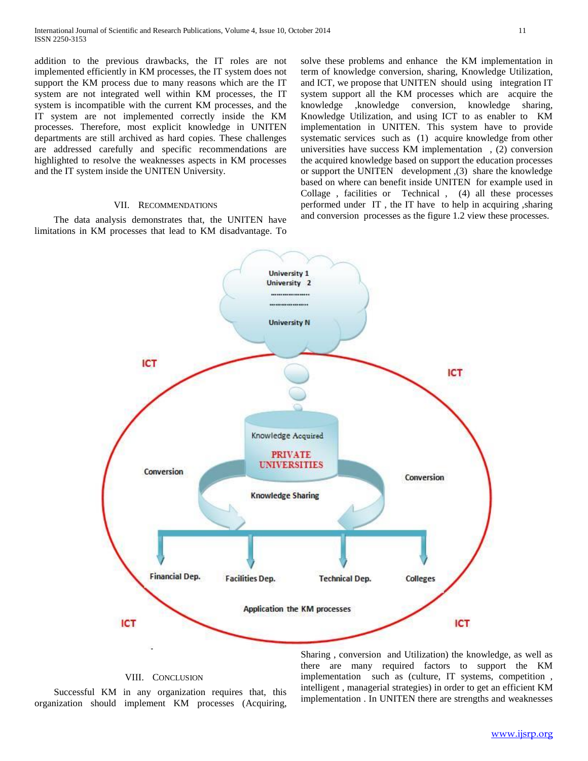addition to the previous drawbacks, the IT roles are not implemented efficiently in KM processes, the IT system does not support the KM process due to many reasons which are the IT system are not integrated well within KM processes, the IT system is incompatible with the current KM processes, and the IT system are not implemented correctly inside the KM processes. Therefore, most explicit knowledge in UNITEN departments are still archived as hard copies. These challenges are addressed carefully and specific recommendations are highlighted to resolve the weaknesses aspects in KM processes and the IT system inside the UNITEN University.

## VII. Recommendations

The data analysis demonstrates that, the UNITEN have limitations in KM processes that lead to KM disadvantage. To solve these problems and enhance the KM implementation in term of knowledge conversion, sharing, Knowledge Utilization, and ICT, we propose that UNITEN should using integration IT system support all the KM processes which are acquire the knowledge ,knowledge conversion, knowledge sharing, Knowledge Utilization, and using ICT to as enabler to KM implementation in UNITEN. This system have to provide systematic services such as (1) acquire knowledge from other universities have success KM implementation , (2) conversion the acquired knowledge based on support the education processes or support the UNITEN development ,(3) share the knowledge based on where can benefit inside UNITEN for example used in Collage , facilities or Technical , (4) all these processes performed under IT , the IT have to help in acquiring ,sharing and conversion processes as the figure 1.2 view these processes.

## VIII. Conclusion

Successful KM in any organization requires that, this organization should implement KM processes (Acquiring, Sharing , conversion and Utilization) the knowledge, as well as there are many required factors to support the KM implementation such as (culture, IT systems, competition , intelligent , managerial strategies) in order to get an efficient KM implementation . In UNITEN there are strengths and weaknesses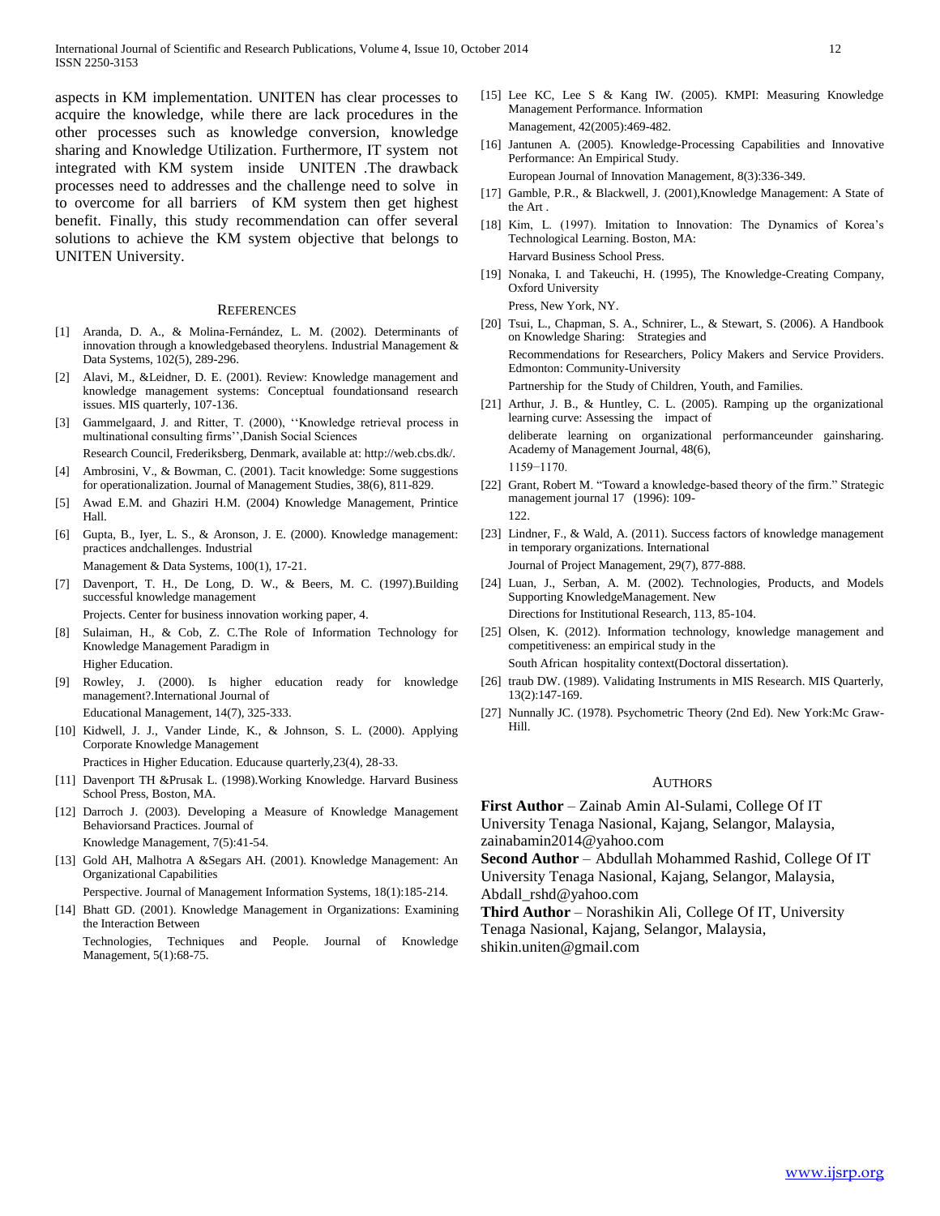aspects in KM implementation. UNITEN has clear processes to acquire the knowledge, while there are lack procedures in the other processes such as knowledge conversion, knowledge sharing and Knowledge Utilization. Furthermore, IT system not integrated with KM system inside UNITEN .The drawback processes need to addresses and the challenge need to solve in to overcome for all barriers of KM system then get highest benefit. Finally, this study recommendation can offer several solutions to achieve the KM system objective that belongs to UNITEN University.

## References

[1] Aranda, D. A., & Molina-Fernández, L. M. (2002). Determinants of innovation through a knowledgebased theorylens. Industrial Management & Data Systems, 102(5), 289-296.

[2] Alavi, M., &Leidner, D. E. (2001). Review: Knowledge management and knowledge management systems: Conceptual foundationsand research issues. MIS quarterly, 107-136.

[3] Gammelgaard, J. and Ritter, T. (2000), ''Knowledge retrieval process in multinational consulting firms'',Danish Social Sciences Research Council, Frederiksberg, Denmark, available at: http://web.cbs.dk/.

[4] Ambrosini, V., & Bowman, C. (2001). Tacit knowledge: Some suggestions for operationalization. Journal of Management Studies, 38(6), 811-829.

[5] Awad E.M. and Ghaziri H.M. (2004) Knowledge Management, Printice Hall.

[6] Gupta, B., Iyer, L. S., & Aronson, J. E. (2000). Knowledge management: practices andchallenges. Industrial Management & Data Systems, 100(1), 17-21.

[7] Davenport, T. H., De Long, D. W., & Beers, M. C. (1997).Building successful knowledge management Projects. Center for business innovation working paper, 4.

[8] Sulaiman, H., & Cob, Z. C.The Role of Information Technology for Knowledge Management Paradigm in Higher Education.

[9] Rowley, J. (2000). Is higher education ready for knowledge management?.International Journal of Educational Management, 14(7), 325-333.

[10] Kidwell, J. J., Vander Linde, K., & Johnson, S. L. (2000). Applying Corporate Knowledge Management Practices in Higher Education. Educause quarterly,23(4), 28-33.

[11] Davenport TH &Prusak L. (1998).Working Knowledge. Harvard Business School Press, Boston, MA.

[12] Darroch J. (2003). Developing a Measure of Knowledge Management Behaviorsand Practices. Journal of Knowledge Management, 7(5):41-54.

[13] Gold AH, Malhotra A &Segars AH. (2001). Knowledge Management: An Organizational Capabilities Perspective. Journal of Management Information Systems, 18(1):185-214.

[14] Bhatt GD. (2001). Knowledge Management in Organizations: Examining the Interaction Between Technologies, Techniques and People. Journal of Knowledge Management, 5(1):68-75.

[15] Lee KC, Lee S & Kang IW. (2005). KMPI: Measuring Knowledge Management Performance. Information Management, 42(2005):469-482.

[16] Jantunen A. (2005). Knowledge-Processing Capabilities and Innovative Performance: An Empirical Study. European Journal of Innovation Management, 8(3):336-349.

[17] Gamble, P.R., & Blackwell, J. (2001),Knowledge Management: A State of the Art .

[18] Kim, L. (1997). Imitation to Innovation: The Dynamics of Korea's Technological Learning. Boston, MA: Harvard Business School Press.

[19] Nonaka, I. and Takeuchi, H. (1995), The Knowledge-Creating Company, Oxford University Press, New York, NY.

[20] Tsui, L., Chapman, S. A., Schnirer, L., & Stewart, S. (2006). A Handbook on Knowledge Sharing: Strategies and Recommendations for Researchers, Policy Makers and Service Providers. Edmonton: Community-University Partnership for the Study of Children, Youth, and Families.

[21] Arthur, J. B., & Huntley, C. L. (2005). Ramping up the organizational learning curve: Assessing the impact of deliberate learning on organizational performanceunder gainsharing. Academy of Management Journal, 48(6), 1159−1170.

[22] Grant, Robert M. "Toward a knowledge-based theory of the firm." Strategic management journal 17 (1996): 109-122.

[23] Lindner, F., & Wald, A. (2011). Success factors of knowledge management in temporary organizations. International Journal of Project Management, 29(7), 877-888.

[24] Luan, J., Serban, A. M. (2002). Technologies, Products, and Models Supporting KnowledgeManagement. New Directions for Institutional Research, 113, 85-104.

[25] Olsen, K. (2012). Information technology, knowledge management and competitiveness: an empirical study in the South African hospitality context(Doctoral dissertation).

[26] traub DW. (1989). Validating Instruments in MIS Research. MIS Quarterly, 13(2):147-169.

[27] Nunnally JC. (1978). Psychometric Theory (2nd Ed). New York:Mc Graw-Hill.

## Authors

**First Author** – Zainab Amin Al-Sulami, College Of IT University Tenaga Nasional, Kajang, Selangor, Malaysia, zainabamin2014@yahoo.com

**Second Author** – Abdullah Mohammed Rashid, College Of IT University Tenaga Nasional, Kajang, Selangor, Malaysia, Abdall_rshd@yahoo.com

**Third Author** – Norashikin Ali, College Of IT, University Tenaga Nasional, Kajang, Selangor, Malaysia, shikin.uniten@gmail.com